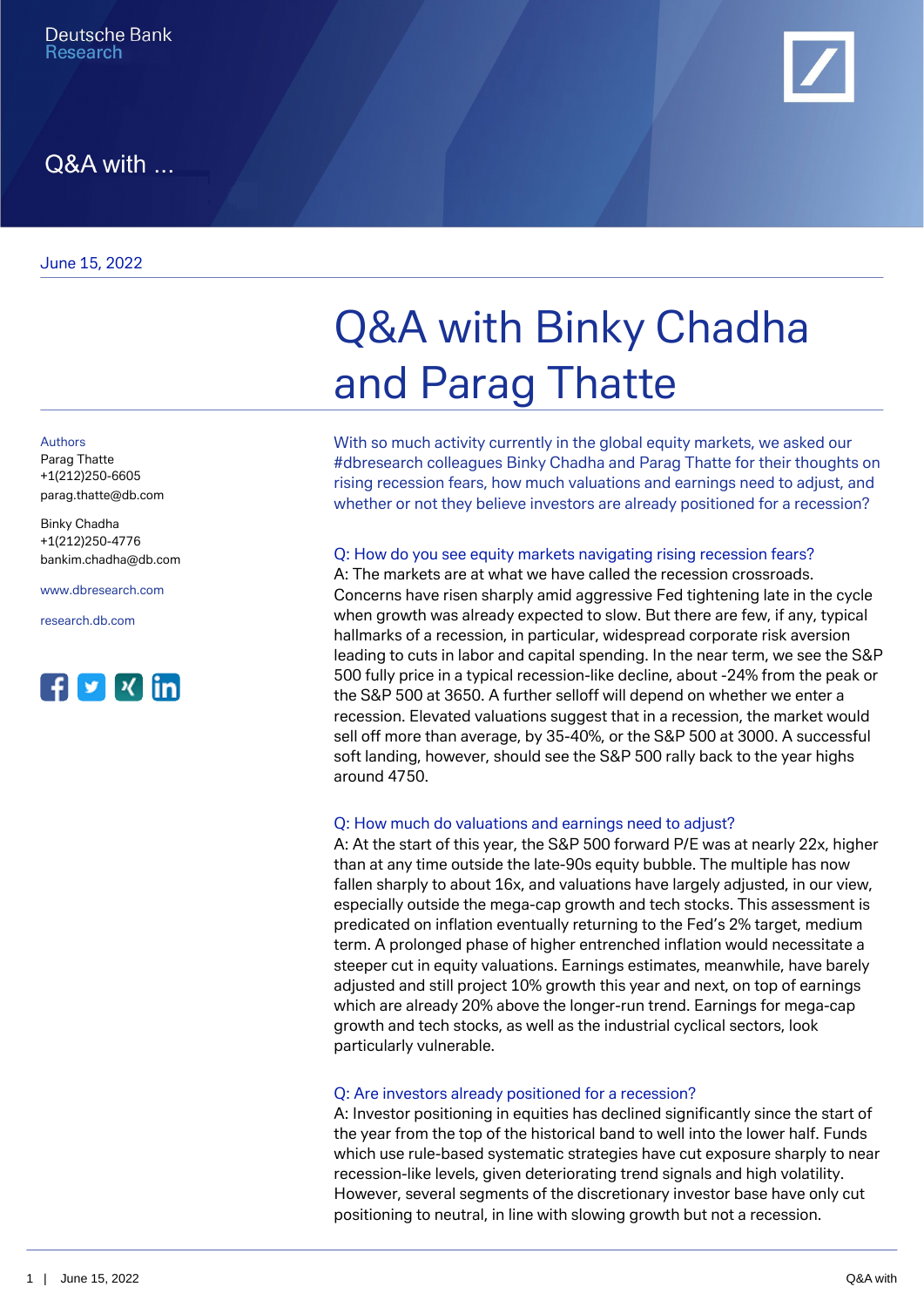Deutsche Bank
Research

Q&A with ...

June 15, 2022

# Q&A with Binky Chadha and Parag Thatte

Authors
Parag Thatte
+1(212)250-6605
parag.thatte@db.com

Binky Chadha
+1(212)250-4776
bankim.chadha@db.com

www.dbresearch.com

research.db.com

With so much activity currently in the global equity markets, we asked our #dbresearch colleagues Binky Chadha and Parag Thatte for their thoughts on rising recession fears, how much valuations and earnings need to adjust, and whether or not they believe investors are already positioned for a recession?

### Q: How do you see equity markets navigating rising recession fears?

A: The markets are at what we have called the recession crossroads. Concerns have risen sharply amid aggressive Fed tightening late in the cycle when growth was already expected to slow. But there are few, if any, typical hallmarks of a recession, in particular, widespread corporate risk aversion leading to cuts in labor and capital spending. In the near term, we see the S&P 500 fully price in a typical recession-like decline, about -24% from the peak or the S&P 500 at 3650. A further selloff will depend on whether we enter a recession. Elevated valuations suggest that in a recession, the market would sell off more than average, by 35-40%, or the S&P 500 at 3000. A successful soft landing, however, should see the S&P 500 rally back to the year highs around 4750.

### Q: How much do valuations and earnings need to adjust?

A: At the start of this year, the S&P 500 forward P/E was at nearly 22x, higher than at any time outside the late-90s equity bubble. The multiple has now fallen sharply to about 16x, and valuations have largely adjusted, in our view, especially outside the mega-cap growth and tech stocks. This assessment is predicated on inflation eventually returning to the Fed's 2% target, medium term. A prolonged phase of higher entrenched inflation would necessitate a steeper cut in equity valuations. Earnings estimates, meanwhile, have barely adjusted and still project 10% growth this year and next, on top of earnings which are already 20% above the longer-run trend. Earnings for mega-cap growth and tech stocks, as well as the industrial cyclical sectors, look particularly vulnerable.

### Q: Are investors already positioned for a recession?

A: Investor positioning in equities has declined significantly since the start of the year from the top of the historical band to well into the lower half. Funds which use rule-based systematic strategies have cut exposure sharply to near recession-like levels, given deteriorating trend signals and high volatility. However, several segments of the discretionary investor base have only cut positioning to neutral, in line with slowing growth but not a recession.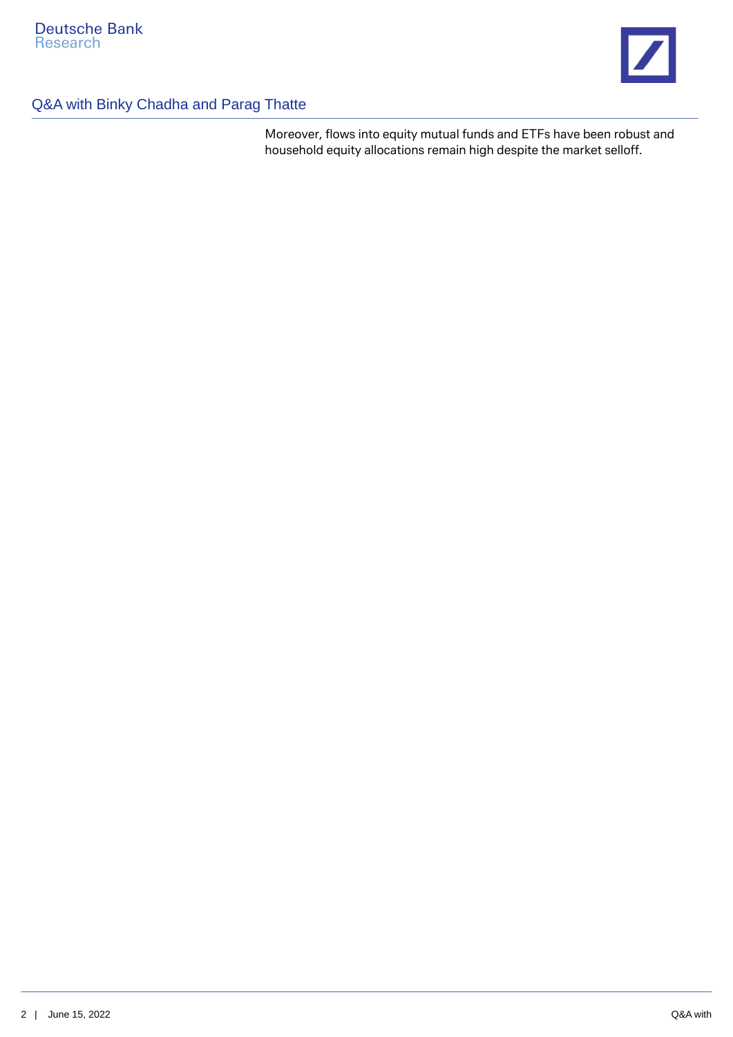Moreover, flows into equity mutual funds and ETFs have been robust and household equity allocations remain high despite the market selloff.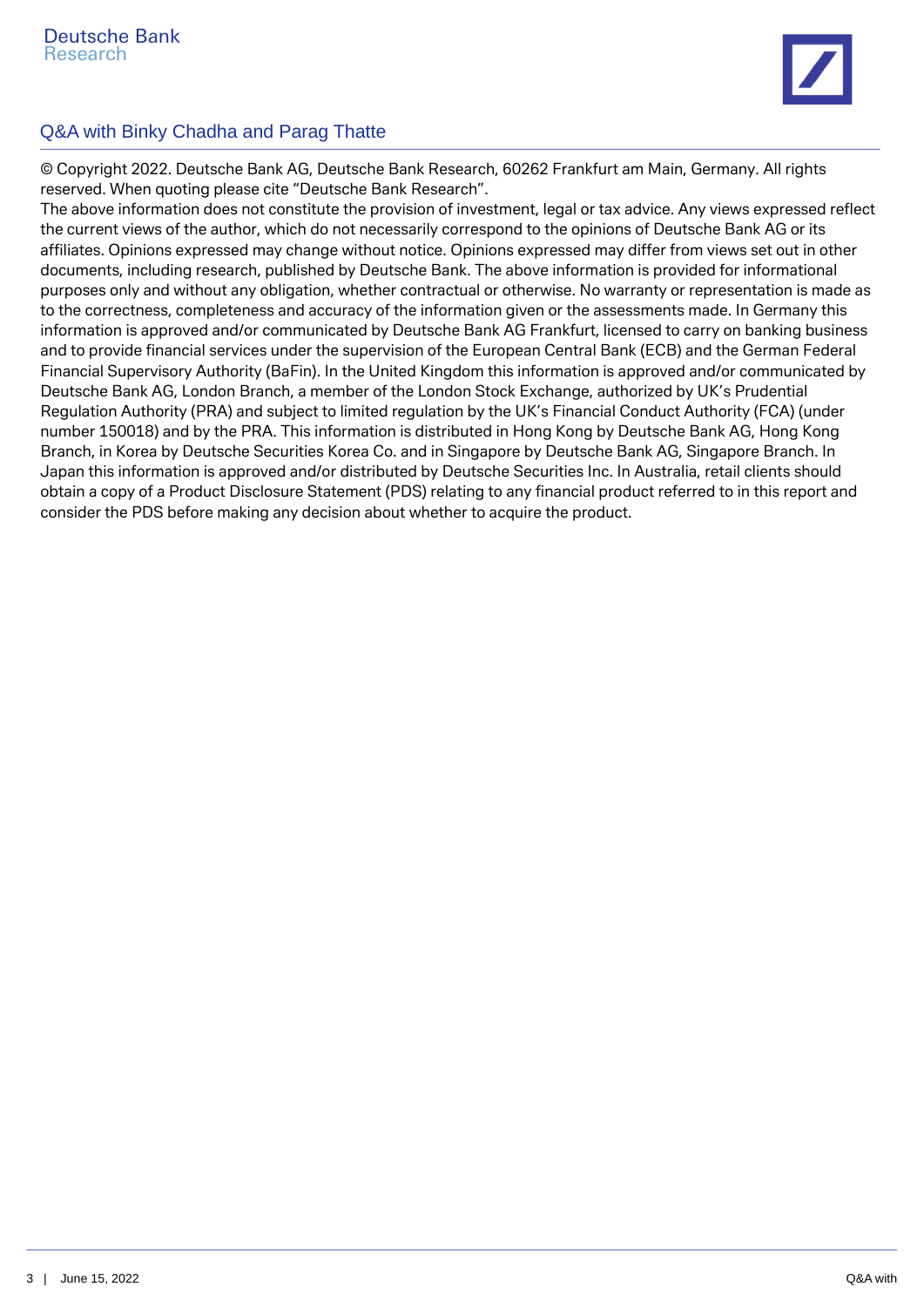© Copyright 2022. Deutsche Bank AG, Deutsche Bank Research, 60262 Frankfurt am Main, Germany. All rights reserved. When quoting please cite “Deutsche Bank Research”.

The above information does not constitute the provision of investment, legal or tax advice. Any views expressed reflect the current views of the author, which do not necessarily correspond to the opinions of Deutsche Bank AG or its affiliates. Opinions expressed may change without notice. Opinions expressed may differ from views set out in other documents, including research, published by Deutsche Bank. The above information is provided for informational purposes only and without any obligation, whether contractual or otherwise. No warranty or representation is made as to the correctness, completeness and accuracy of the information given or the assessments made. In Germany this information is approved and/or communicated by Deutsche Bank AG Frankfurt, licensed to carry on banking business and to provide financial services under the supervision of the European Central Bank (ECB) and the German Federal Financial Supervisory Authority (BaFin). In the United Kingdom this information is approved and/or communicated by Deutsche Bank AG, London Branch, a member of the London Stock Exchange, authorized by UK's Prudential Regulation Authority (PRA) and subject to limited regulation by the UK's Financial Conduct Authority (FCA) (under number 150018) and by the PRA. This information is distributed in Hong Kong by Deutsche Bank AG, Hong Kong Branch, in Korea by Deutsche Securities Korea Co. and in Singapore by Deutsche Bank AG, Singapore Branch. In Japan this information is approved and/or distributed by Deutsche Securities Inc. In Australia, retail clients should obtain a copy of a Product Disclosure Statement (PDS) relating to any financial product referred to in this report and consider the PDS before making any decision about whether to acquire the product.